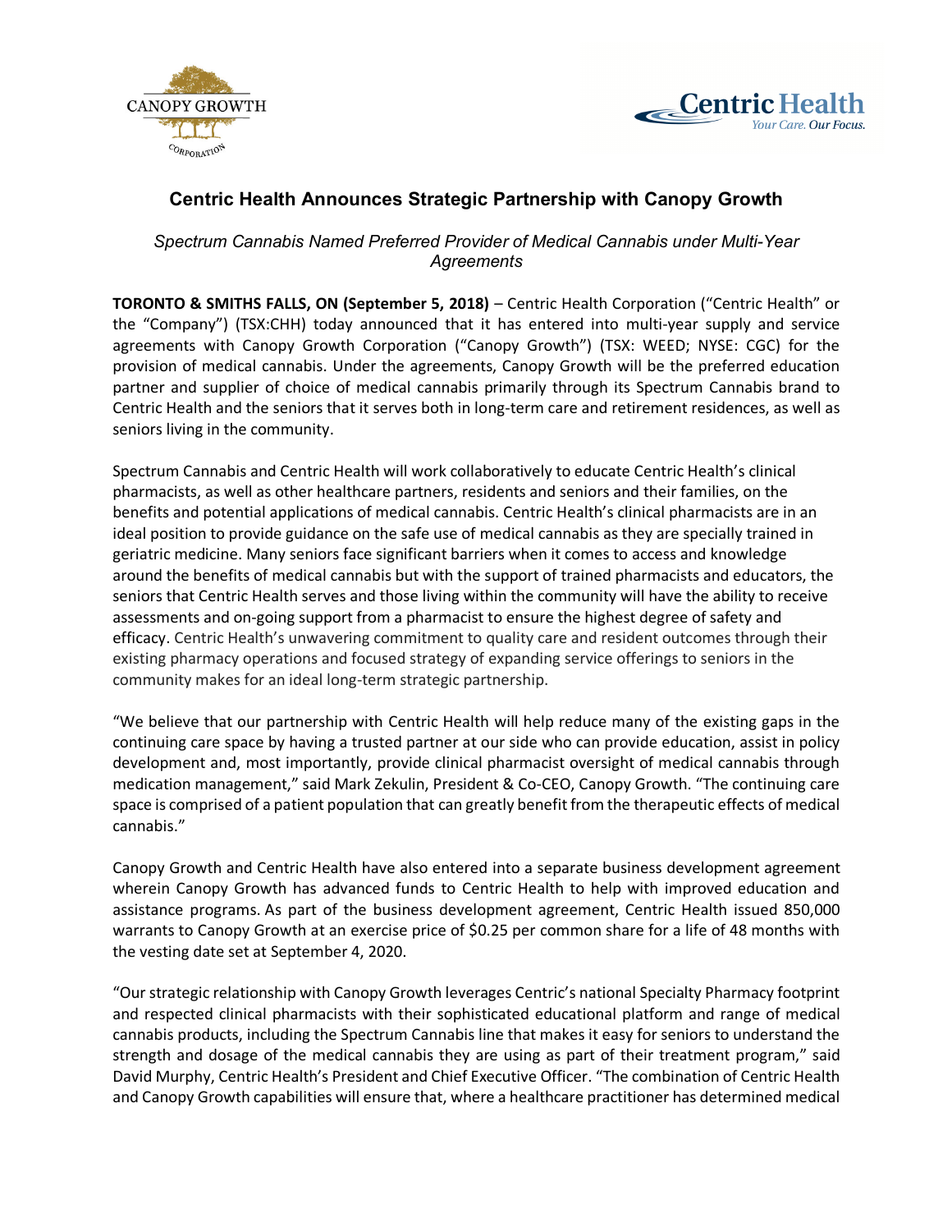# Centric Health Announces Strategic Partnership with Canopy Growth

*Spectrum Cannabis Named Preferred Provider of Medical Cannabis under Multi-Year Agreements*

**TORONTO & SMITHS FALLS, ON (September 5, 2018)** – Centric Health Corporation ("Centric Health" or the "Company") (TSX:CHH) today announced that it has entered into multi-year supply and service agreements with Canopy Growth Corporation ("Canopy Growth") (TSX: WEED; NYSE: CGC) for the provision of medical cannabis. Under the agreements, Canopy Growth will be the preferred education partner and supplier of choice of medical cannabis primarily through its Spectrum Cannabis brand to Centric Health and the seniors that it serves both in long-term care and retirement residences, as well as seniors living in the community.

Spectrum Cannabis and Centric Health will work collaboratively to educate Centric Health's clinical pharmacists, as well as other healthcare partners, residents and seniors and their families, on the benefits and potential applications of medical cannabis. Centric Health's clinical pharmacists are in an ideal position to provide guidance on the safe use of medical cannabis as they are specially trained in geriatric medicine. Many seniors face significant barriers when it comes to access and knowledge around the benefits of medical cannabis but with the support of trained pharmacists and educators, the seniors that Centric Health serves and those living within the community will have the ability to receive assessments and on-going support from a pharmacist to ensure the highest degree of safety and efficacy. Centric Health's unwavering commitment to quality care and resident outcomes through their existing pharmacy operations and focused strategy of expanding service offerings to seniors in the community makes for an ideal long-term strategic partnership.

"We believe that our partnership with Centric Health will help reduce many of the existing gaps in the continuing care space by having a trusted partner at our side who can provide education, assist in policy development and, most importantly, provide clinical pharmacist oversight of medical cannabis through medication management," said Mark Zekulin, President & Co-CEO, Canopy Growth. "The continuing care space is comprised of a patient population that can greatly benefit from the therapeutic effects of medical cannabis."

Canopy Growth and Centric Health have also entered into a separate business development agreement wherein Canopy Growth has advanced funds to Centric Health to help with improved education and assistance programs. As part of the business development agreement, Centric Health issued 850,000 warrants to Canopy Growth at an exercise price of $0.25 per common share for a life of 48 months with the vesting date set at September 4, 2020.

"Our strategic relationship with Canopy Growth leverages Centric's national Specialty Pharmacy footprint and respected clinical pharmacists with their sophisticated educational platform and range of medical cannabis products, including the Spectrum Cannabis line that makes it easy for seniors to understand the strength and dosage of the medical cannabis they are using as part of their treatment program," said David Murphy, Centric Health's President and Chief Executive Officer. "The combination of Centric Health and Canopy Growth capabilities will ensure that, where a healthcare practitioner has determined medical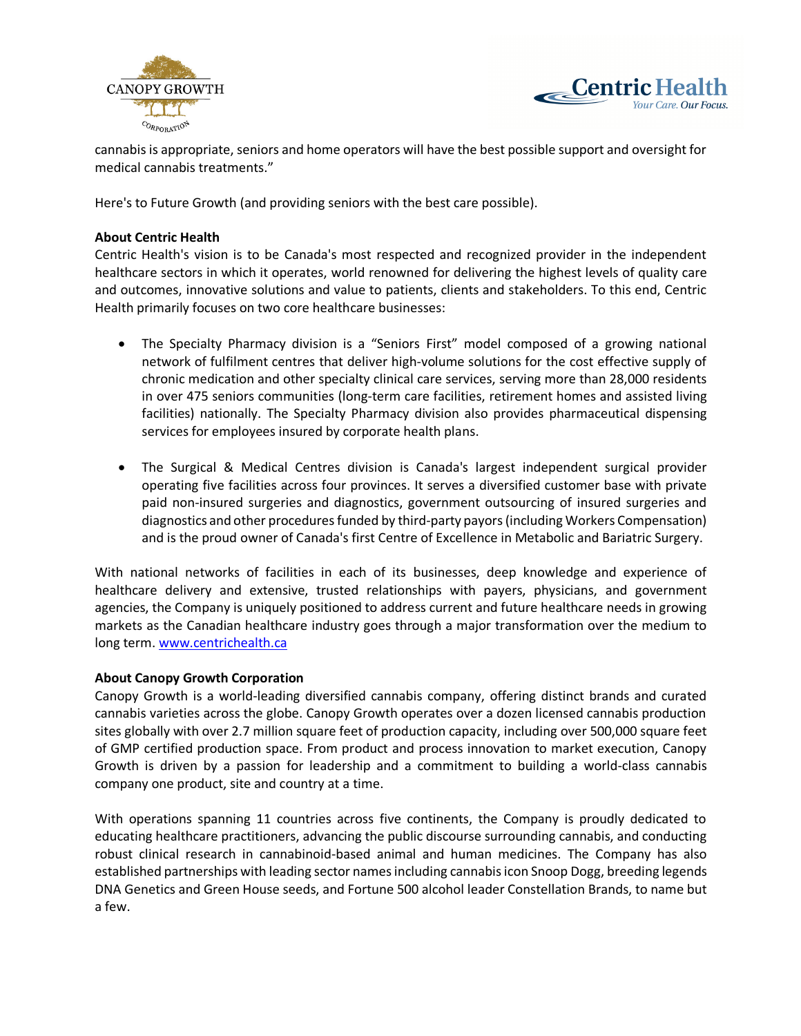cannabis is appropriate, seniors and home operators will have the best possible support and oversight for medical cannabis treatments."

Here's to Future Growth (and providing seniors with the best care possible).

**About Centric Health**
Centric Health's vision is to be Canada's most respected and recognized provider in the independent healthcare sectors in which it operates, world renowned for delivering the highest levels of quality care and outcomes, innovative solutions and value to patients, clients and stakeholders. To this end, Centric Health primarily focuses on two core healthcare businesses:

- The Specialty Pharmacy division is a "Seniors First" model composed of a growing national network of fulfilment centres that deliver high-volume solutions for the cost effective supply of chronic medication and other specialty clinical care services, serving more than 28,000 residents in over 475 seniors communities (long-term care facilities, retirement homes and assisted living facilities) nationally. The Specialty Pharmacy division also provides pharmaceutical dispensing services for employees insured by corporate health plans.

- The Surgical & Medical Centres division is Canada's largest independent surgical provider operating five facilities across four provinces. It serves a diversified customer base with private paid non-insured surgeries and diagnostics, government outsourcing of insured surgeries and diagnostics and other procedures funded by third-party payors (including Workers Compensation) and is the proud owner of Canada's first Centre of Excellence in Metabolic and Bariatric Surgery.

With national networks of facilities in each of its businesses, deep knowledge and experience of healthcare delivery and extensive, trusted relationships with payers, physicians, and government agencies, the Company is uniquely positioned to address current and future healthcare needs in growing markets as the Canadian healthcare industry goes through a major transformation over the medium to long term. [www.centrichealth.ca](http://www.centrichealth.ca)

**About Canopy Growth Corporation**
Canopy Growth is a world-leading diversified cannabis company, offering distinct brands and curated cannabis varieties across the globe. Canopy Growth operates over a dozen licensed cannabis production sites globally with over 2.7 million square feet of production capacity, including over 500,000 square feet of GMP certified production space. From product and process innovation to market execution, Canopy Growth is driven by a passion for leadership and a commitment to building a world-class cannabis company one product, site and country at a time.

With operations spanning 11 countries across five continents, the Company is proudly dedicated to educating healthcare practitioners, advancing the public discourse surrounding cannabis, and conducting robust clinical research in cannabinoid-based animal and human medicines. The Company has also established partnerships with leading sector names including cannabis icon Snoop Dogg, breeding legends DNA Genetics and Green House seeds, and Fortune 500 alcohol leader Constellation Brands, to name but a few.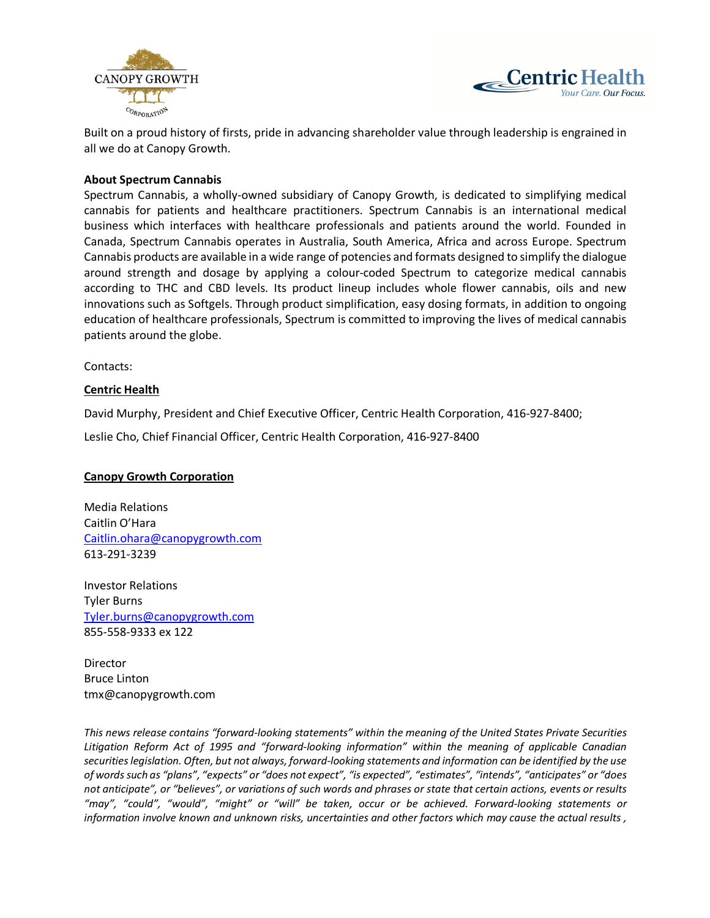Built on a proud history of firsts, pride in advancing shareholder value through leadership is engrained in all we do at Canopy Growth.

**About Spectrum Cannabis**

Spectrum Cannabis, a wholly-owned subsidiary of Canopy Growth, is dedicated to simplifying medical cannabis for patients and healthcare practitioners. Spectrum Cannabis is an international medical business which interfaces with healthcare professionals and patients around the world. Founded in Canada, Spectrum Cannabis operates in Australia, South America, Africa and across Europe. Spectrum Cannabis products are available in a wide range of potencies and formats designed to simplify the dialogue around strength and dosage by applying a colour-coded Spectrum to categorize medical cannabis according to THC and CBD levels. Its product lineup includes whole flower cannabis, oils and new innovations such as Softgels. Through product simplification, easy dosing formats, in addition to ongoing education of healthcare professionals, Spectrum is committed to improving the lives of medical cannabis patients around the globe.

Contacts:

**Centric Health**

David Murphy, President and Chief Executive Officer, Centric Health Corporation, 416-927-8400;

Leslie Cho, Chief Financial Officer, Centric Health Corporation, 416-927-8400

**Canopy Growth Corporation**

Media Relations
Caitlin O'Hara
Caitlin.ohara@canopygrowth.com
613-291-3239

Investor Relations
Tyler Burns
Tyler.burns@canopygrowth.com
855-558-9333 ex 122

Director
Bruce Linton
tmx@canopygrowth.com

*This news release contains "forward-looking statements" within the meaning of the United States Private Securities Litigation Reform Act of 1995 and "forward-looking information" within the meaning of applicable Canadian securities legislation. Often, but not always, forward-looking statements and information can be identified by the use of words such as "plans", "expects" or "does not expect", "is expected", "estimates", "intends", "anticipates" or "does not anticipate", or "believes", or variations of such words and phrases or state that certain actions, events or results "may", "could", "would", "might" or "will" be taken, occur or be achieved. Forward-looking statements or information involve known and unknown risks, uncertainties and other factors which may cause the actual results ,*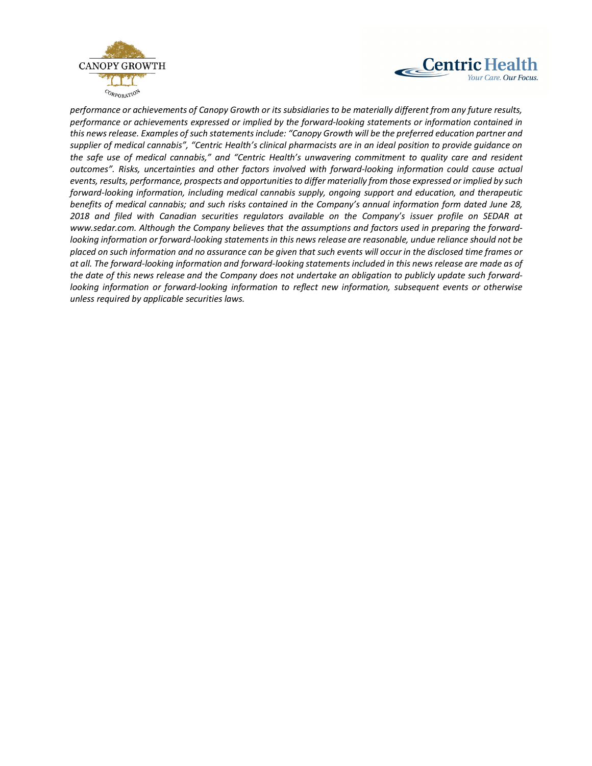*performance or achievements of Canopy Growth or its subsidiaries to be materially different from any future results, performance or achievements expressed or implied by the forward-looking statements or information contained in this news release. Examples of such statements include: "Canopy Growth will be the preferred education partner and supplier of medical cannabis", "Centric Health's clinical pharmacists are in an ideal position to provide guidance on the safe use of medical cannabis," and "Centric Health's unwavering commitment to quality care and resident outcomes". Risks, uncertainties and other factors involved with forward-looking information could cause actual events, results, performance, prospects and opportunities to differ materially from those expressed or implied by such forward-looking information, including medical cannabis supply, ongoing support and education, and therapeutic benefits of medical cannabis; and such risks contained in the Company's annual information form dated June 28, 2018 and filed with Canadian securities regulators available on the Company's issuer profile on SEDAR at www.sedar.com. Although the Company believes that the assumptions and factors used in preparing the forward-looking information or forward-looking statements in this news release are reasonable, undue reliance should not be placed on such information and no assurance can be given that such events will occur in the disclosed time frames or at all. The forward-looking information and forward-looking statements included in this news release are made as of the date of this news release and the Company does not undertake an obligation to publicly update such forward-looking information or forward-looking information to reflect new information, subsequent events or otherwise unless required by applicable securities laws.*